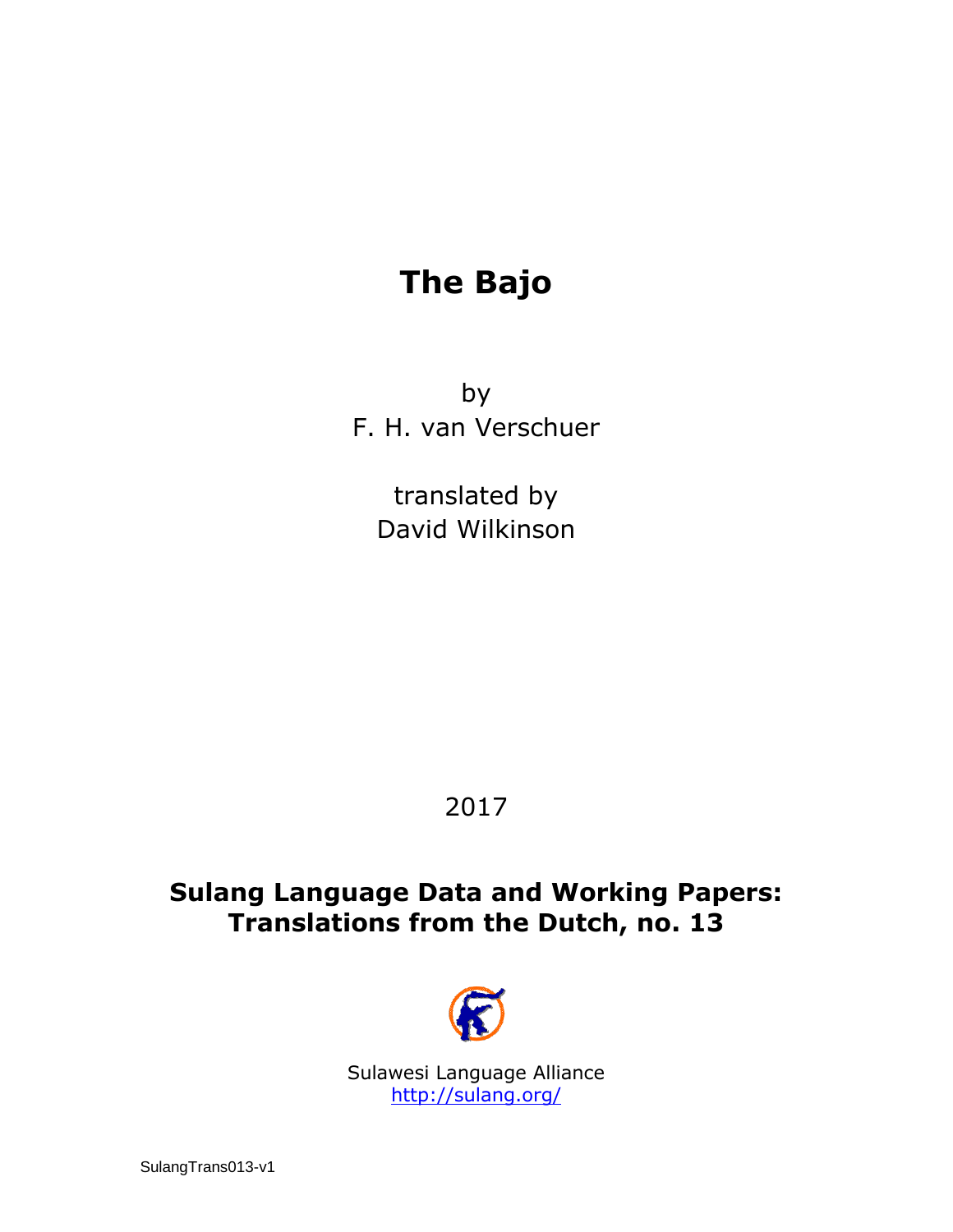# The Bajo

by
F. H. van Verschuer

translated by
David Wilkinson

2017

**Sulang Language Data and Working Papers: Translations from the Dutch, no. 13**

Sulawesi Language Alliance
http://sulang.org/

SulangTrans013-v1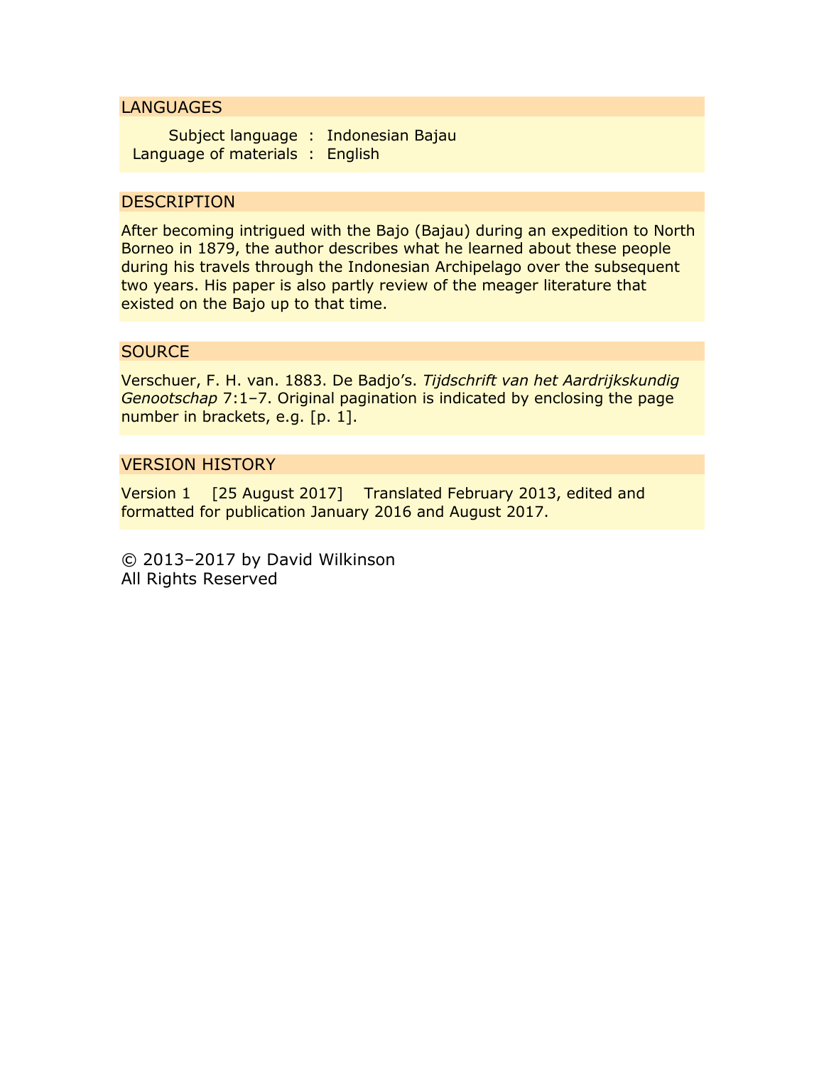## LANGUAGES

| | | |
|---|---|---|
| Subject language | : | Indonesian Bajau |
| Language of materials | : | English |

## DESCRIPTION

After becoming intrigued with the Bajo (Bajau) during an expedition to North Borneo in 1879, the author describes what he learned about these people during his travels through the Indonesian Archipelago over the subsequent two years. His paper is also partly review of the meager literature that existed on the Bajo up to that time.

## SOURCE

Verschuer, F. H. van. 1883. De Badjo's. *Tijdschrift van het Aardrijkskundig Genootschap* 7:1–7. Original pagination is indicated by enclosing the page number in brackets, e.g. [p. 1].

## VERSION HISTORY

Version 1 [25 August 2017] Translated February 2013, edited and formatted for publication January 2016 and August 2017.

© 2013–2017 by David Wilkinson
All Rights Reserved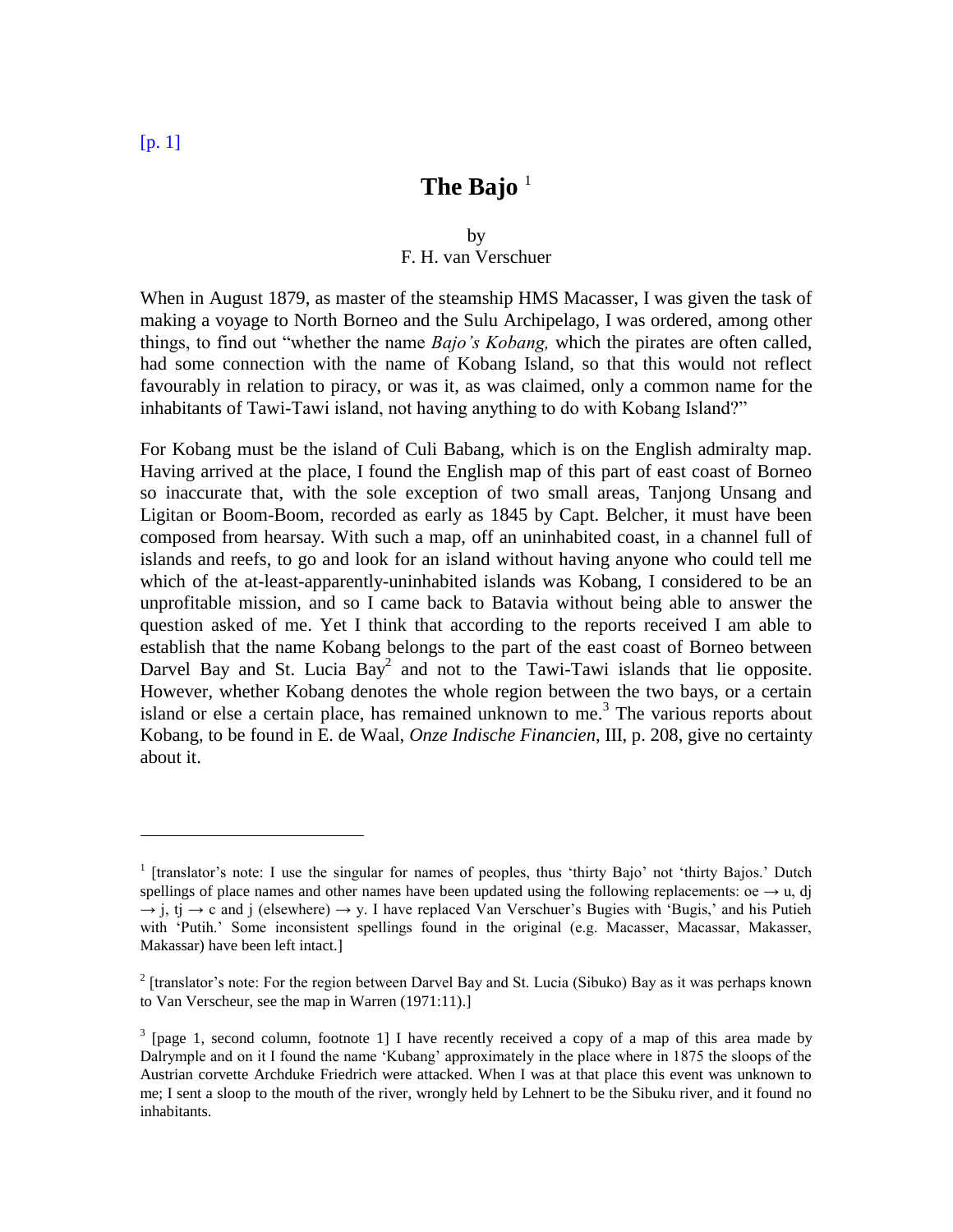[p. 1]

# The Bajo [1]

by
F. H. van Verschuer

When in August 1879, as master of the steamship HMS Macasser, I was given the task of making a voyage to North Borneo and the Sulu Archipelago, I was ordered, among other things, to find out "whether the name *Bajo's Kobang,* which the pirates are often called, had some connection with the name of Kobang Island, so that this would not reflect favourably in relation to piracy, or was it, as was claimed, only a common name for the inhabitants of Tawi-Tawi island, not having anything to do with Kobang Island?"

For Kobang must be the island of Culi Babang, which is on the English admiralty map. Having arrived at the place, I found the English map of this part of east coast of Borneo so inaccurate that, with the sole exception of two small areas, Tanjong Unsang and Ligitan or Boom-Boom, recorded as early as 1845 by Capt. Belcher, it must have been composed from hearsay. With such a map, off an uninhabited coast, in a channel full of islands and reefs, to go and look for an island without having anyone who could tell me which of the at-least-apparently-uninhabited islands was Kobang, I considered to be an unprofitable mission, and so I came back to Batavia without being able to answer the question asked of me. Yet I think that according to the reports received I am able to establish that the name Kobang belongs to the part of the east coast of Borneo between Darvel Bay and St. Lucia Bay[2] and not to the Tawi-Tawi islands that lie opposite. However, whether Kobang denotes the whole region between the two bays, or a certain island or else a certain place, has remained unknown to me.[3] The various reports about Kobang, to be found in E. de Waal, *Onze Indische Financien,* III, p. 208, give no certainty about it.

---

[1] [translator's note: I use the singular for names of peoples, thus 'thirty Bajo' not 'thirty Bajos.' Dutch spellings of place names and other names have been updated using the following replacements: oe → u, dj → j, tj → c and j (elsewhere) → y. I have replaced Van Verschuer's Bugies with 'Bugis,' and his Putieh with 'Putih.' Some inconsistent spellings found in the original (e.g. Macasser, Macassar, Makasser, Makassar) have been left intact.]

[2] [translator's note: For the region between Darvel Bay and St. Lucia (Sibuko) Bay as it was perhaps known to Van Verscheur, see the map in Warren (1971:11).]

[3] [page 1, second column, footnote 1] I have recently received a copy of a map of this area made by Dalrymple and on it I found the name 'Kubang' approximately in the place where in 1875 the sloops of the Austrian corvette Archduke Friedrich were attacked. When I was at that place this event was unknown to me; I sent a sloop to the mouth of the river, wrongly held by Lehnert to be the Sibuku river, and it found no inhabitants.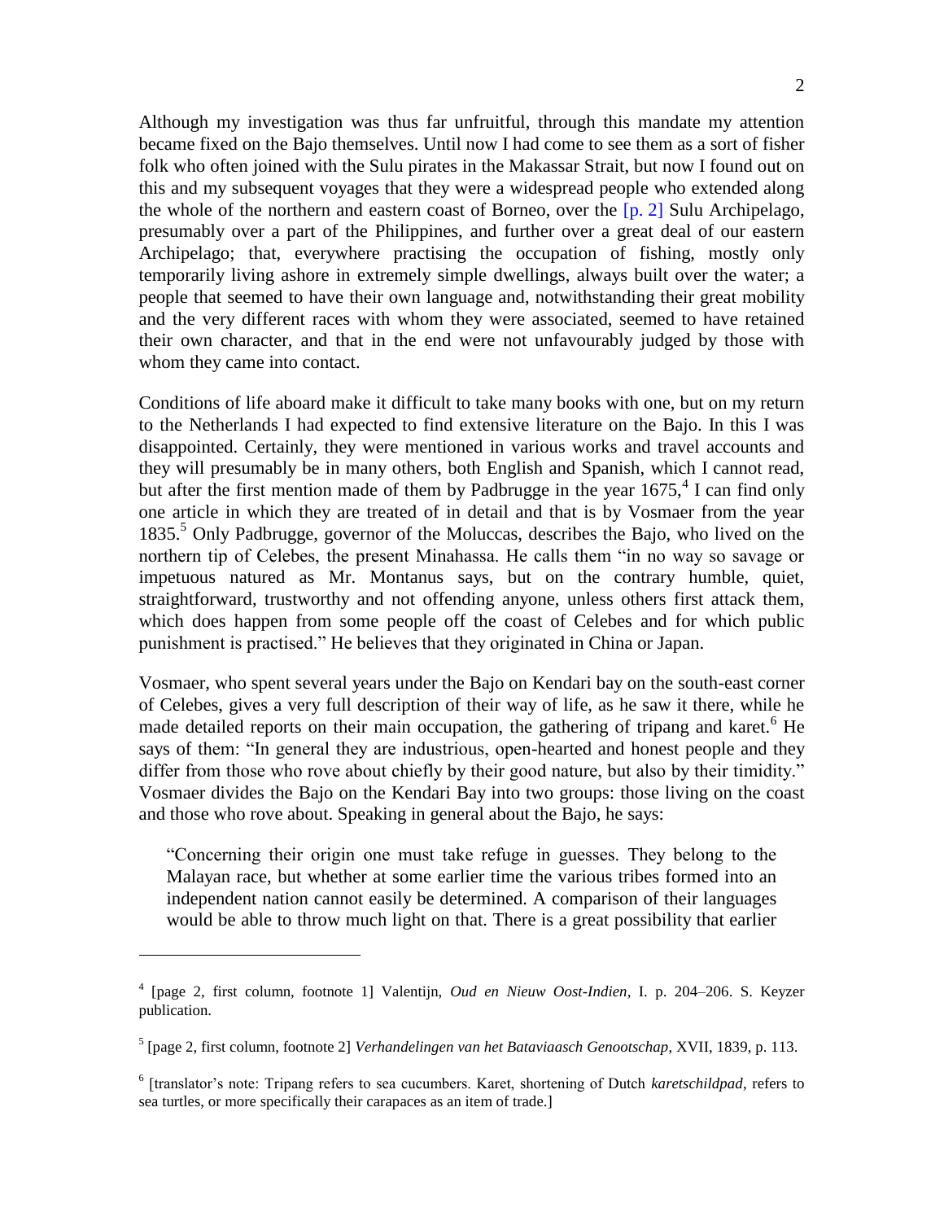Although my investigation was thus far unfruitful, through this mandate my attention became fixed on the Bajo themselves. Until now I had come to see them as a sort of fisher folk who often joined with the Sulu pirates in the Makassar Strait, but now I found out on this and my subsequent voyages that they were a widespread people who extended along the whole of the northern and eastern coast of Borneo, over the [p. 2] Sulu Archipelago, presumably over a part of the Philippines, and further over a great deal of our eastern Archipelago; that, everywhere practising the occupation of fishing, mostly only temporarily living ashore in extremely simple dwellings, always built over the water; a people that seemed to have their own language and, notwithstanding their great mobility and the very different races with whom they were associated, seemed to have retained their own character, and that in the end were not unfavourably judged by those with whom they came into contact.

Conditions of life aboard make it difficult to take many books with one, but on my return to the Netherlands I had expected to find extensive literature on the Bajo. In this I was disappointed. Certainly, they were mentioned in various works and travel accounts and they will presumably be in many others, both English and Spanish, which I cannot read, but after the first mention made of them by Padbrugge in the year 1675,[4] I can find only one article in which they are treated of in detail and that is by Vosmaer from the year 1835.[5] Only Padbrugge, governor of the Moluccas, describes the Bajo, who lived on the northern tip of Celebes, the present Minahassa. He calls them "in no way so savage or impetuous natured as Mr. Montanus says, but on the contrary humble, quiet, straightforward, trustworthy and not offending anyone, unless others first attack them, which does happen from some people off the coast of Celebes and for which public punishment is practised." He believes that they originated in China or Japan.

Vosmaer, who spent several years under the Bajo on Kendari bay on the south-east corner of Celebes, gives a very full description of their way of life, as he saw it there, while he made detailed reports on their main occupation, the gathering of tripang and karet.[6] He says of them: "In general they are industrious, open-hearted and honest people and they differ from those who rove about chiefly by their good nature, but also by their timidity." Vosmaer divides the Bajo on the Kendari Bay into two groups: those living on the coast and those who rove about. Speaking in general about the Bajo, he says:

> "Concerning their origin one must take refuge in guesses. They belong to the Malayan race, but whether at some earlier time the various tribes formed into an independent nation cannot easily be determined. A comparison of their languages would be able to throw much light on that. There is a great possibility that earlier

---

[4] [page 2, first column, footnote 1] Valentijn, *Oud en Nieuw Oost-Indien*, I. p. 204–206. S. Keyzer publication.

[5] [page 2, first column, footnote 2] *Verhandelingen van het Bataviaasch Genootschap*, XVII, 1839, p. 113.

[6] [translator's note: Tripang refers to sea cucumbers. Karet, shortening of Dutch *karetschildpad*, refers to sea turtles, or more specifically their carapaces as an item of trade.]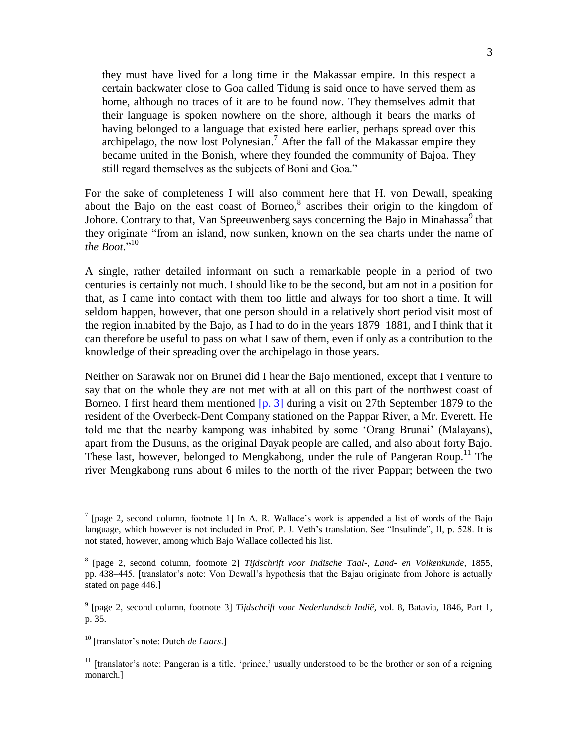> they must have lived for a long time in the Makassar empire. In this respect a certain backwater close to Goa called Tidung is said once to have served them as home, although no traces of it are to be found now. They themselves admit that their language is spoken nowhere on the shore, although it bears the marks of having belonged to a language that existed here earlier, perhaps spread over this archipelago, the now lost Polynesian.[7] After the fall of the Makassar empire they became united in the Bonish, where they founded the community of Bajoa. They still regard themselves as the subjects of Boni and Goa."

For the sake of completeness I will also comment here that H. von Dewall, speaking about the Bajo on the east coast of Borneo,[8] ascribes their origin to the kingdom of Johore. Contrary to that, Van Spreeuwenberg says concerning the Bajo in Minahassa[9] that they originate "from an island, now sunken, known on the sea charts under the name of *the Boot*."[10]

A single, rather detailed informant on such a remarkable people in a period of two centuries is certainly not much. I should like to be the second, but am not in a position for that, as I came into contact with them too little and always for too short a time. It will seldom happen, however, that one person should in a relatively short period visit most of the region inhabited by the Bajo, as I had to do in the years 1879–1881, and I think that it can therefore be useful to pass on what I saw of them, even if only as a contribution to the knowledge of their spreading over the archipelago in those years.

Neither on Sarawak nor on Brunei did I hear the Bajo mentioned, except that I venture to say that on the whole they are not met with at all on this part of the northwest coast of Borneo. I first heard them mentioned [p. 3] during a visit on 27th September 1879 to the resident of the Overbeck-Dent Company stationed on the Pappar River, a Mr. Everett. He told me that the nearby kampong was inhabited by some 'Orang Brunai' (Malayans), apart from the Dusuns, as the original Dayak people are called, and also about forty Bajo. These last, however, belonged to Mengkabong, under the rule of Pangeran Roup.[11] The river Mengkabong runs about 6 miles to the north of the river Pappar; between the two

---

[7] [page 2, second column, footnote 1] In A. R. Wallace's work is appended a list of words of the Bajo language, which however is not included in Prof. P. J. Veth's translation. See "Insulinde", II, p. 528. It is not stated, however, among which Bajo Wallace collected his list.

[8] [page 2, second column, footnote 2] *Tijdschrift voor Indische Taal-, Land- en Volkenkunde*, 1855, pp. 438–445. [translator's note: Von Dewall's hypothesis that the Bajau originate from Johore is actually stated on page 446.]

[9] [page 2, second column, footnote 3] *Tijdschrift voor Nederlandsch Indië*, vol. 8, Batavia, 1846, Part 1, p. 35.

[10] [translator's note: Dutch *de Laars*.]

[11] [translator's note: Pangeran is a title, 'prince,' usually understood to be the brother or son of a reigning monarch.]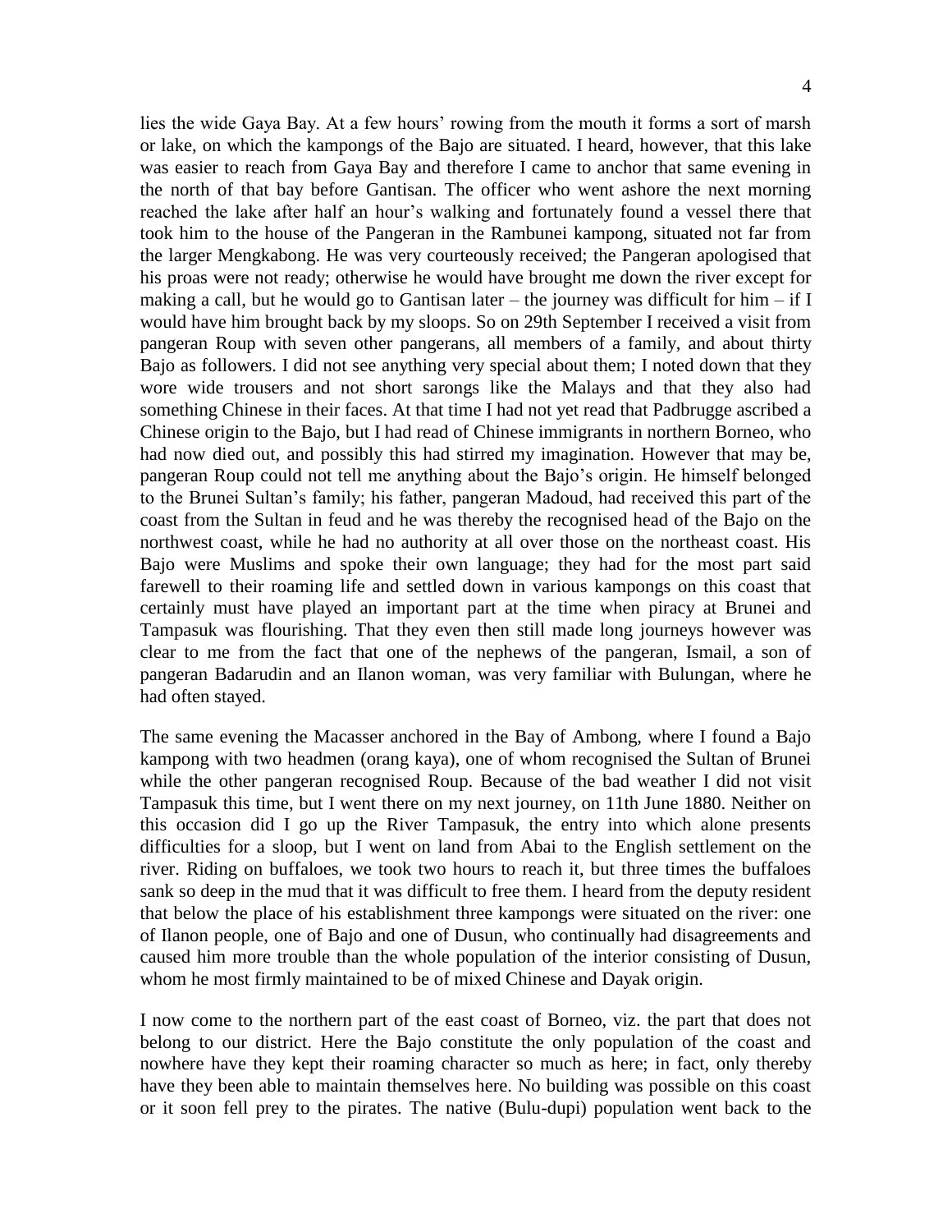lies the wide Gaya Bay. At a few hours' rowing from the mouth it forms a sort of marsh or lake, on which the kampongs of the Bajo are situated. I heard, however, that this lake was easier to reach from Gaya Bay and therefore I came to anchor that same evening in the north of that bay before Gantisan. The officer who went ashore the next morning reached the lake after half an hour's walking and fortunately found a vessel there that took him to the house of the Pangeran in the Rambunei kampong, situated not far from the larger Mengkabong. He was very courteously received; the Pangeran apologised that his proas were not ready; otherwise he would have brought me down the river except for making a call, but he would go to Gantisan later – the journey was difficult for him – if I would have him brought back by my sloops. So on 29th September I received a visit from pangeran Roup with seven other pangerans, all members of a family, and about thirty Bajo as followers. I did not see anything very special about them; I noted down that they wore wide trousers and not short sarongs like the Malays and that they also had something Chinese in their faces. At that time I had not yet read that Padbrugge ascribed a Chinese origin to the Bajo, but I had read of Chinese immigrants in northern Borneo, who had now died out, and possibly this had stirred my imagination. However that may be, pangeran Roup could not tell me anything about the Bajo's origin. He himself belonged to the Brunei Sultan's family; his father, pangeran Madoud, had received this part of the coast from the Sultan in feud and he was thereby the recognised head of the Bajo on the northwest coast, while he had no authority at all over those on the northeast coast. His Bajo were Muslims and spoke their own language; they had for the most part said farewell to their roaming life and settled down in various kampongs on this coast that certainly must have played an important part at the time when piracy at Brunei and Tampasuk was flourishing. That they even then still made long journeys however was clear to me from the fact that one of the nephews of the pangeran, Ismail, a son of pangeran Badarudin and an Ilanon woman, was very familiar with Bulungan, where he had often stayed.

The same evening the Macasser anchored in the Bay of Ambong, where I found a Bajo kampong with two headmen (orang kaya), one of whom recognised the Sultan of Brunei while the other pangeran recognised Roup. Because of the bad weather I did not visit Tampasuk this time, but I went there on my next journey, on 11th June 1880. Neither on this occasion did I go up the River Tampasuk, the entry into which alone presents difficulties for a sloop, but I went on land from Abai to the English settlement on the river. Riding on buffaloes, we took two hours to reach it, but three times the buffaloes sank so deep in the mud that it was difficult to free them. I heard from the deputy resident that below the place of his establishment three kampongs were situated on the river: one of Ilanon people, one of Bajo and one of Dusun, who continually had disagreements and caused him more trouble than the whole population of the interior consisting of Dusun, whom he most firmly maintained to be of mixed Chinese and Dayak origin.

I now come to the northern part of the east coast of Borneo, viz. the part that does not belong to our district. Here the Bajo constitute the only population of the coast and nowhere have they kept their roaming character so much as here; in fact, only thereby have they been able to maintain themselves here. No building was possible on this coast or it soon fell prey to the pirates. The native (Bulu-dupi) population went back to the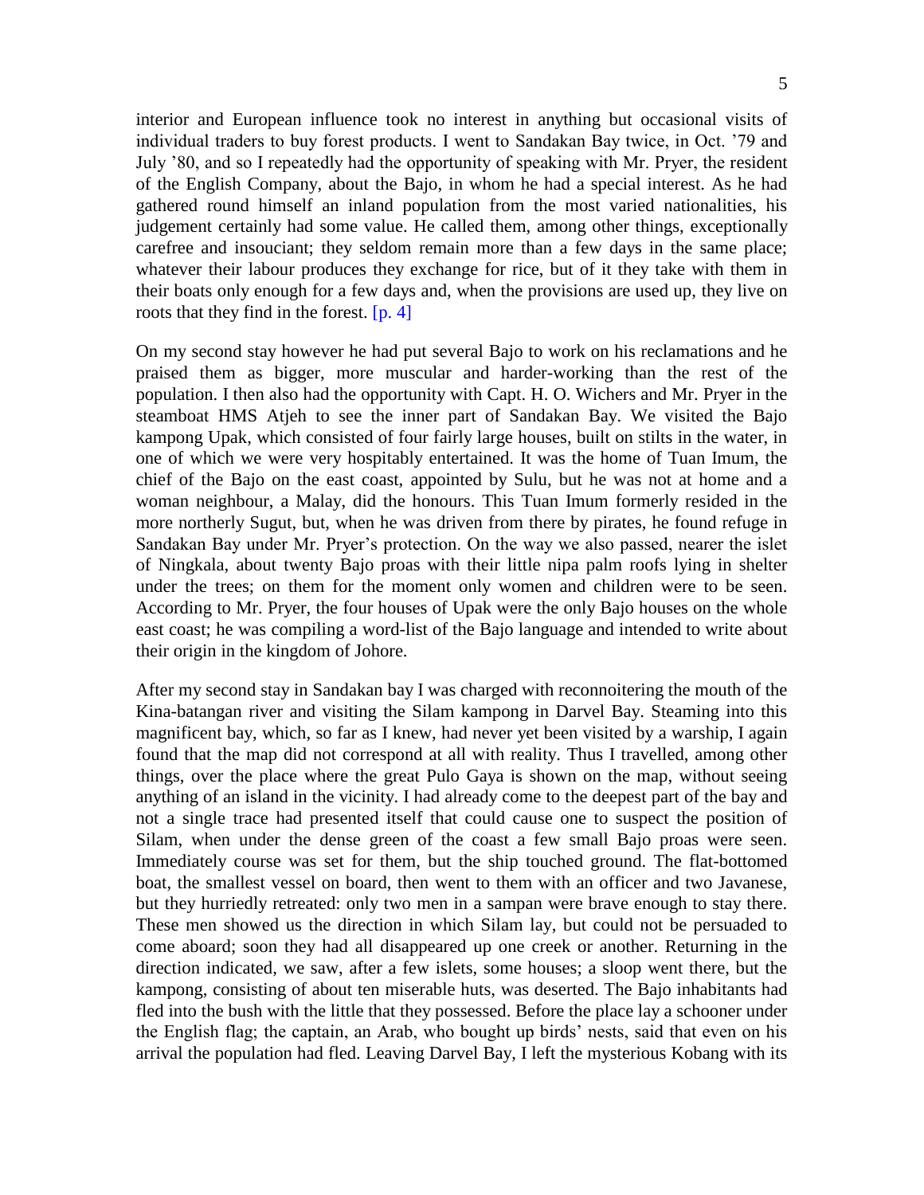interior and European influence took no interest in anything but occasional visits of individual traders to buy forest products. I went to Sandakan Bay twice, in Oct. '79 and July '80, and so I repeatedly had the opportunity of speaking with Mr. Pryer, the resident of the English Company, about the Bajo, in whom he had a special interest. As he had gathered round himself an inland population from the most varied nationalities, his judgement certainly had some value. He called them, among other things, exceptionally carefree and insouciant; they seldom remain more than a few days in the same place; whatever their labour produces they exchange for rice, but of it they take with them in their boats only enough for a few days and, when the provisions are used up, they live on roots that they find in the forest. [p. 4]

On my second stay however he had put several Bajo to work on his reclamations and he praised them as bigger, more muscular and harder-working than the rest of the population. I then also had the opportunity with Capt. H. O. Wichers and Mr. Pryer in the steamboat HMS Atjeh to see the inner part of Sandakan Bay. We visited the Bajo kampong Upak, which consisted of four fairly large houses, built on stilts in the water, in one of which we were very hospitably entertained. It was the home of Tuan Imum, the chief of the Bajo on the east coast, appointed by Sulu, but he was not at home and a woman neighbour, a Malay, did the honours. This Tuan Imum formerly resided in the more northerly Sugut, but, when he was driven from there by pirates, he found refuge in Sandakan Bay under Mr. Pryer's protection. On the way we also passed, nearer the islet of Ningkala, about twenty Bajo proas with their little nipa palm roofs lying in shelter under the trees; on them for the moment only women and children were to be seen. According to Mr. Pryer, the four houses of Upak were the only Bajo houses on the whole east coast; he was compiling a word-list of the Bajo language and intended to write about their origin in the kingdom of Johore.

After my second stay in Sandakan bay I was charged with reconnoitering the mouth of the Kina-batangan river and visiting the Silam kampong in Darvel Bay. Steaming into this magnificent bay, which, so far as I knew, had never yet been visited by a warship, I again found that the map did not correspond at all with reality. Thus I travelled, among other things, over the place where the great Pulo Gaya is shown on the map, without seeing anything of an island in the vicinity. I had already come to the deepest part of the bay and not a single trace had presented itself that could cause one to suspect the position of Silam, when under the dense green of the coast a few small Bajo proas were seen. Immediately course was set for them, but the ship touched ground. The flat-bottomed boat, the smallest vessel on board, then went to them with an officer and two Javanese, but they hurriedly retreated: only two men in a sampan were brave enough to stay there. These men showed us the direction in which Silam lay, but could not be persuaded to come aboard; soon they had all disappeared up one creek or another. Returning in the direction indicated, we saw, after a few islets, some houses; a sloop went there, but the kampong, consisting of about ten miserable huts, was deserted. The Bajo inhabitants had fled into the bush with the little that they possessed. Before the place lay a schooner under the English flag; the captain, an Arab, who bought up birds' nests, said that even on his arrival the population had fled. Leaving Darvel Bay, I left the mysterious Kobang with its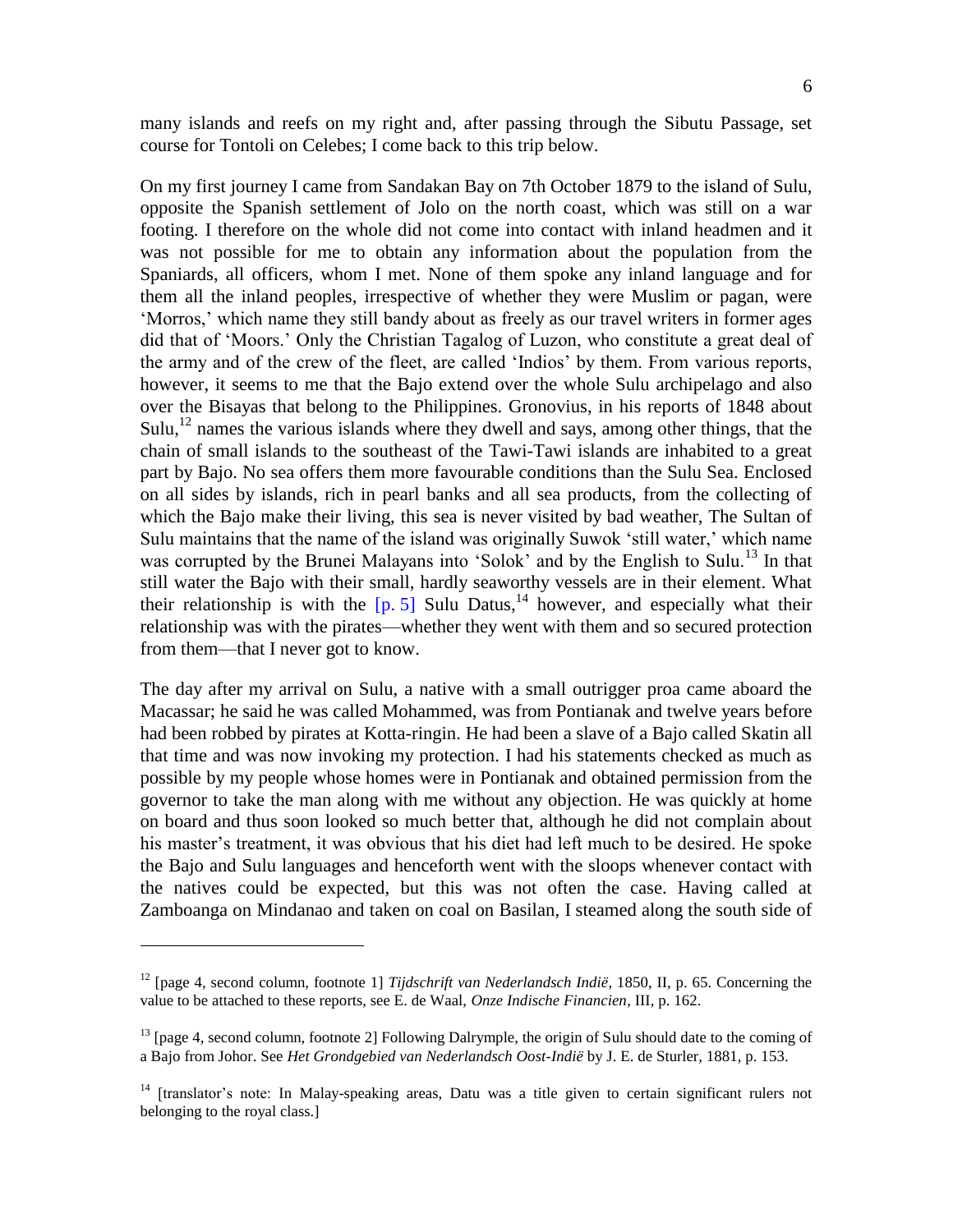many islands and reefs on my right and, after passing through the Sibutu Passage, set course for Tontoli on Celebes; I come back to this trip below.

On my first journey I came from Sandakan Bay on 7th October 1879 to the island of Sulu, opposite the Spanish settlement of Jolo on the north coast, which was still on a war footing. I therefore on the whole did not come into contact with inland headmen and it was not possible for me to obtain any information about the population from the Spaniards, all officers, whom I met. None of them spoke any inland language and for them all the inland peoples, irrespective of whether they were Muslim or pagan, were 'Morros,' which name they still bandy about as freely as our travel writers in former ages did that of 'Moors.' Only the Christian Tagalog of Luzon, who constitute a great deal of the army and of the crew of the fleet, are called 'Indios' by them. From various reports, however, it seems to me that the Bajo extend over the whole Sulu archipelago and also over the Bisayas that belong to the Philippines. Gronovius, in his reports of 1848 about Sulu,[12] names the various islands where they dwell and says, among other things, that the chain of small islands to the southeast of the Tawi-Tawi islands are inhabited to a great part by Bajo. No sea offers them more favourable conditions than the Sulu Sea. Enclosed on all sides by islands, rich in pearl banks and all sea products, from the collecting of which the Bajo make their living, this sea is never visited by bad weather, The Sultan of Sulu maintains that the name of the island was originally Suwok 'still water,' which name was corrupted by the Brunei Malayans into 'Solok' and by the English to Sulu.[13] In that still water the Bajo with their small, hardly seaworthy vessels are in their element. What their relationship is with the [p. 5] Sulu Datus,[14] however, and especially what their relationship was with the pirates—whether they went with them and so secured protection from them—that I never got to know.

The day after my arrival on Sulu, a native with a small outrigger proa came aboard the Macassar; he said he was called Mohammed, was from Pontianak and twelve years before had been robbed by pirates at Kotta-ringin. He had been a slave of a Bajo called Skatin all that time and was now invoking my protection. I had his statements checked as much as possible by my people whose homes were in Pontianak and obtained permission from the governor to take the man along with me without any objection. He was quickly at home on board and thus soon looked so much better that, although he did not complain about his master's treatment, it was obvious that his diet had left much to be desired. He spoke the Bajo and Sulu languages and henceforth went with the sloops whenever contact with the natives could be expected, but this was not often the case. Having called at Zamboanga on Mindanao and taken on coal on Basilan, I steamed along the south side of

---

[12] [page 4, second column, footnote 1] *Tijdschrift van Nederlandsch Indië*, 1850, II, p. 65. Concerning the value to be attached to these reports, see E. de Waal, *Onze Indische Financien*, III, p. 162.

[13] [page 4, second column, footnote 2] Following Dalrymple, the origin of Sulu should date to the coming of a Bajo from Johor. See *Het Grondgebied van Nederlandsch Oost-Indië* by J. E. de Sturler, 1881, p. 153.

[14] [translator's note: In Malay-speaking areas, Datu was a title given to certain significant rulers not belonging to the royal class.]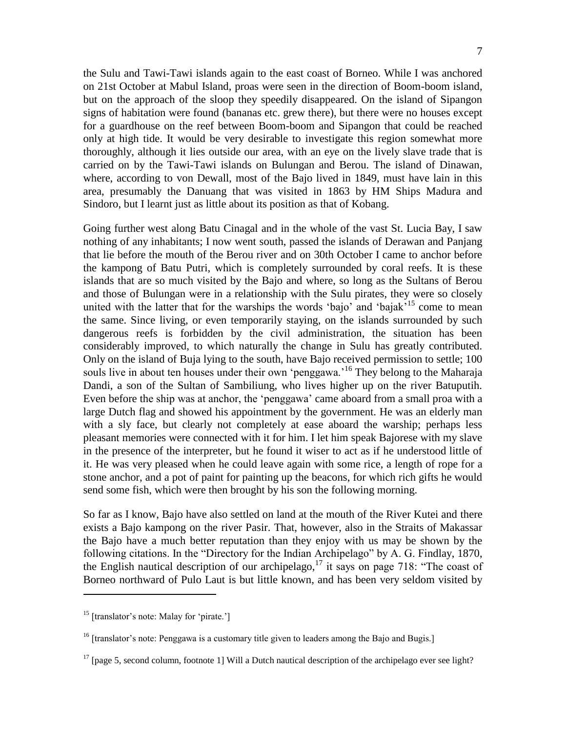the Sulu and Tawi-Tawi islands again to the east coast of Borneo. While I was anchored on 21st October at Mabul Island, proas were seen in the direction of Boom-boom island, but on the approach of the sloop they speedily disappeared. On the island of Sipangon signs of habitation were found (bananas etc. grew there), but there were no houses except for a guardhouse on the reef between Boom-boom and Sipangon that could be reached only at high tide. It would be very desirable to investigate this region somewhat more thoroughly, although it lies outside our area, with an eye on the lively slave trade that is carried on by the Tawi-Tawi islands on Bulungan and Berou. The island of Dinawan, where, according to von Dewall, most of the Bajo lived in 1849, must have lain in this area, presumably the Danuang that was visited in 1863 by HM Ships Madura and Sindoro, but I learnt just as little about its position as that of Kobang.

Going further west along Batu Cinagal and in the whole of the vast St. Lucia Bay, I saw nothing of any inhabitants; I now went south, passed the islands of Derawan and Panjang that lie before the mouth of the Berou river and on 30th October I came to anchor before the kampong of Batu Putri, which is completely surrounded by coral reefs. It is these islands that are so much visited by the Bajo and where, so long as the Sultans of Berou and those of Bulungan were in a relationship with the Sulu pirates, they were so closely united with the latter that for the warships the words 'bajo' and 'bajak'[15] come to mean the same. Since living, or even temporarily staying, on the islands surrounded by such dangerous reefs is forbidden by the civil administration, the situation has been considerably improved, to which naturally the change in Sulu has greatly contributed. Only on the island of Buja lying to the south, have Bajo received permission to settle; 100 souls live in about ten houses under their own 'penggawa.'[16] They belong to the Maharaja Dandi, a son of the Sultan of Sambiliung, who lives higher up on the river Batuputih. Even before the ship was at anchor, the 'penggawa' came aboard from a small proa with a large Dutch flag and showed his appointment by the government. He was an elderly man with a sly face, but clearly not completely at ease aboard the warship; perhaps less pleasant memories were connected with it for him. I let him speak Bajorese with my slave in the presence of the interpreter, but he found it wiser to act as if he understood little of it. He was very pleased when he could leave again with some rice, a length of rope for a stone anchor, and a pot of paint for painting up the beacons, for which rich gifts he would send some fish, which were then brought by his son the following morning.

So far as I know, Bajo have also settled on land at the mouth of the River Kutei and there exists a Bajo kampong on the river Pasir. That, however, also in the Straits of Makassar the Bajo have a much better reputation than they enjoy with us may be shown by the following citations. In the "Directory for the Indian Archipelago" by A. G. Findlay, 1870, the English nautical description of our archipelago,[17] it says on page 718: "The coast of Borneo northward of Pulo Laut is but little known, and has been very seldom visited by

---

[15] [translator's note: Malay for 'pirate.']

[16] [translator's note: Penggawa is a customary title given to leaders among the Bajo and Bugis.]

[17] [page 5, second column, footnote 1] Will a Dutch nautical description of the archipelago ever see light?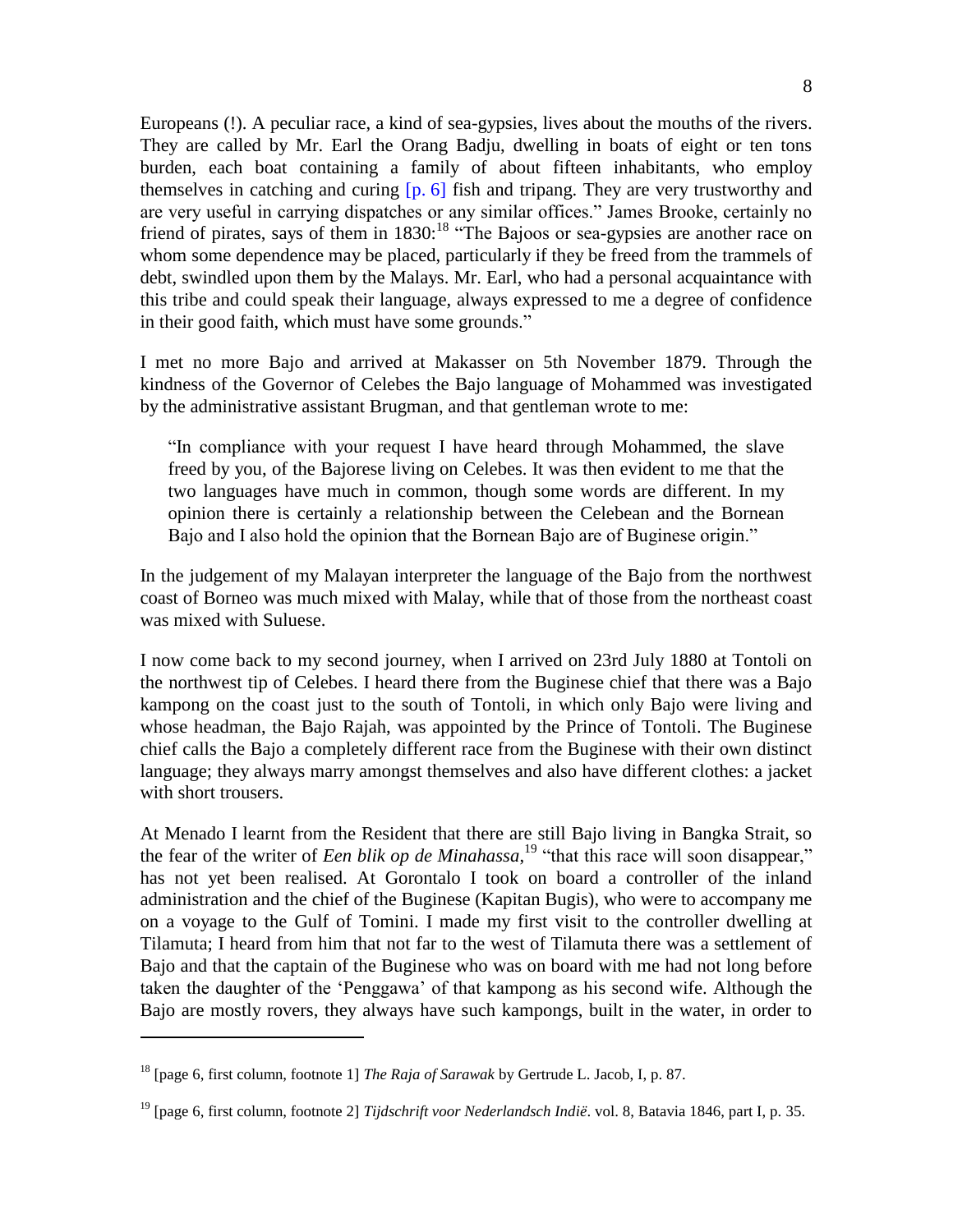Europeans (!). A peculiar race, a kind of sea-gypsies, lives about the mouths of the rivers. They are called by Mr. Earl the Orang Badju, dwelling in boats of eight or ten tons burden, each boat containing a family of about fifteen inhabitants, who employ themselves in catching and curing [p. 6] fish and tripang. They are very trustworthy and are very useful in carrying dispatches or any similar offices." James Brooke, certainly no friend of pirates, says of them in 1830:[18] "The Bajoos or sea-gypsies are another race on whom some dependence may be placed, particularly if they be freed from the trammels of debt, swindled upon them by the Malays. Mr. Earl, who had a personal acquaintance with this tribe and could speak their language, always expressed to me a degree of confidence in their good faith, which must have some grounds."

I met no more Bajo and arrived at Makasser on 5th November 1879. Through the kindness of the Governor of Celebes the Bajo language of Mohammed was investigated by the administrative assistant Brugman, and that gentleman wrote to me:

> "In compliance with your request I have heard through Mohammed, the slave freed by you, of the Bajorese living on Celebes. It was then evident to me that the two languages have much in common, though some words are different. In my opinion there is certainly a relationship between the Celebean and the Bornean Bajo and I also hold the opinion that the Bornean Bajo are of Buginese origin."

In the judgement of my Malayan interpreter the language of the Bajo from the northwest coast of Borneo was much mixed with Malay, while that of those from the northeast coast was mixed with Suluese.

I now come back to my second journey, when I arrived on 23rd July 1880 at Tontoli on the northwest tip of Celebes. I heard there from the Buginese chief that there was a Bajo kampong on the coast just to the south of Tontoli, in which only Bajo were living and whose headman, the Bajo Rajah, was appointed by the Prince of Tontoli. The Buginese chief calls the Bajo a completely different race from the Buginese with their own distinct language; they always marry amongst themselves and also have different clothes: a jacket with short trousers.

At Menado I learnt from the Resident that there are still Bajo living in Bangka Strait, so the fear of the writer of *Een blik op de Minahassa*,[19] "that this race will soon disappear," has not yet been realised. At Gorontalo I took on board a controller of the inland administration and the chief of the Buginese (Kapitan Bugis), who were to accompany me on a voyage to the Gulf of Tomini. I made my first visit to the controller dwelling at Tilamuta; I heard from him that not far to the west of Tilamuta there was a settlement of Bajo and that the captain of the Buginese who was on board with me had not long before taken the daughter of the 'Penggawa' of that kampong as his second wife. Although the Bajo are mostly rovers, they always have such kampongs, built in the water, in order to

---

[18] [page 6, first column, footnote 1] *The Raja of Sarawak* by Gertrude L. Jacob, I, p. 87.

[19] [page 6, first column, footnote 2] *Tijdschrift voor Nederlandsch Indië*. vol. 8, Batavia 1846, part I, p. 35.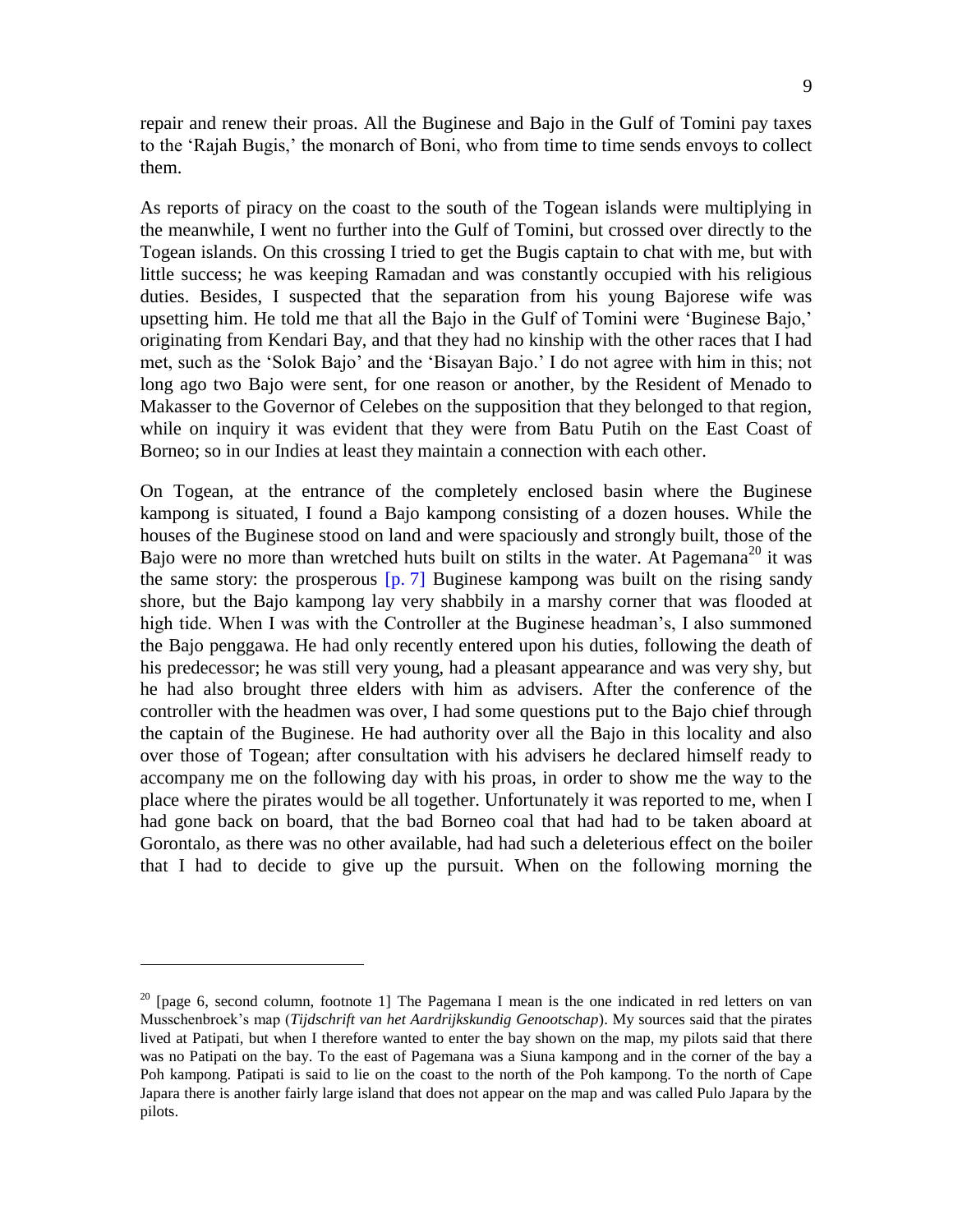repair and renew their proas. All the Buginese and Bajo in the Gulf of Tomini pay taxes to the 'Rajah Bugis,' the monarch of Boni, who from time to time sends envoys to collect them.

As reports of piracy on the coast to the south of the Togean islands were multiplying in the meanwhile, I went no further into the Gulf of Tomini, but crossed over directly to the Togean islands. On this crossing I tried to get the Bugis captain to chat with me, but with little success; he was keeping Ramadan and was constantly occupied with his religious duties. Besides, I suspected that the separation from his young Bajorese wife was upsetting him. He told me that all the Bajo in the Gulf of Tomini were 'Buginese Bajo,' originating from Kendari Bay, and that they had no kinship with the other races that I had met, such as the 'Solok Bajo' and the 'Bisayan Bajo.' I do not agree with him in this; not long ago two Bajo were sent, for one reason or another, by the Resident of Menado to Makasser to the Governor of Celebes on the supposition that they belonged to that region, while on inquiry it was evident that they were from Batu Putih on the East Coast of Borneo; so in our Indies at least they maintain a connection with each other.

On Togean, at the entrance of the completely enclosed basin where the Buginese kampong is situated, I found a Bajo kampong consisting of a dozen houses. While the houses of the Buginese stood on land and were spaciously and strongly built, those of the Bajo were no more than wretched huts built on stilts in the water. At Pagemana[20] it was the same story: the prosperous [p. 7] Buginese kampong was built on the rising sandy shore, but the Bajo kampong lay very shabbily in a marshy corner that was flooded at high tide. When I was with the Controller at the Buginese headman's, I also summoned the Bajo penggawa. He had only recently entered upon his duties, following the death of his predecessor; he was still very young, had a pleasant appearance and was very shy, but he had also brought three elders with him as advisers. After the conference of the controller with the headmen was over, I had some questions put to the Bajo chief through the captain of the Buginese. He had authority over all the Bajo in this locality and also over those of Togean; after consultation with his advisers he declared himself ready to accompany me on the following day with his proas, in order to show me the way to the place where the pirates would be all together. Unfortunately it was reported to me, when I had gone back on board, that the bad Borneo coal that had had to be taken aboard at Gorontalo, as there was no other available, had had such a deleterious effect on the boiler that I had to decide to give up the pursuit. When on the following morning the

---

[20] [page 6, second column, footnote 1] The Pagemana I mean is the one indicated in red letters on van Musschenbroek's map (*Tijdschrift van het Aardrijkskundig Genootschap*). My sources said that the pirates lived at Patipati, but when I therefore wanted to enter the bay shown on the map, my pilots said that there was no Patipati on the bay. To the east of Pagemana was a Siuna kampong and in the corner of the bay a Poh kampong. Patipati is said to lie on the coast to the north of the Poh kampong. To the north of Cape Japara there is another fairly large island that does not appear on the map and was called Pulo Japara by the pilots.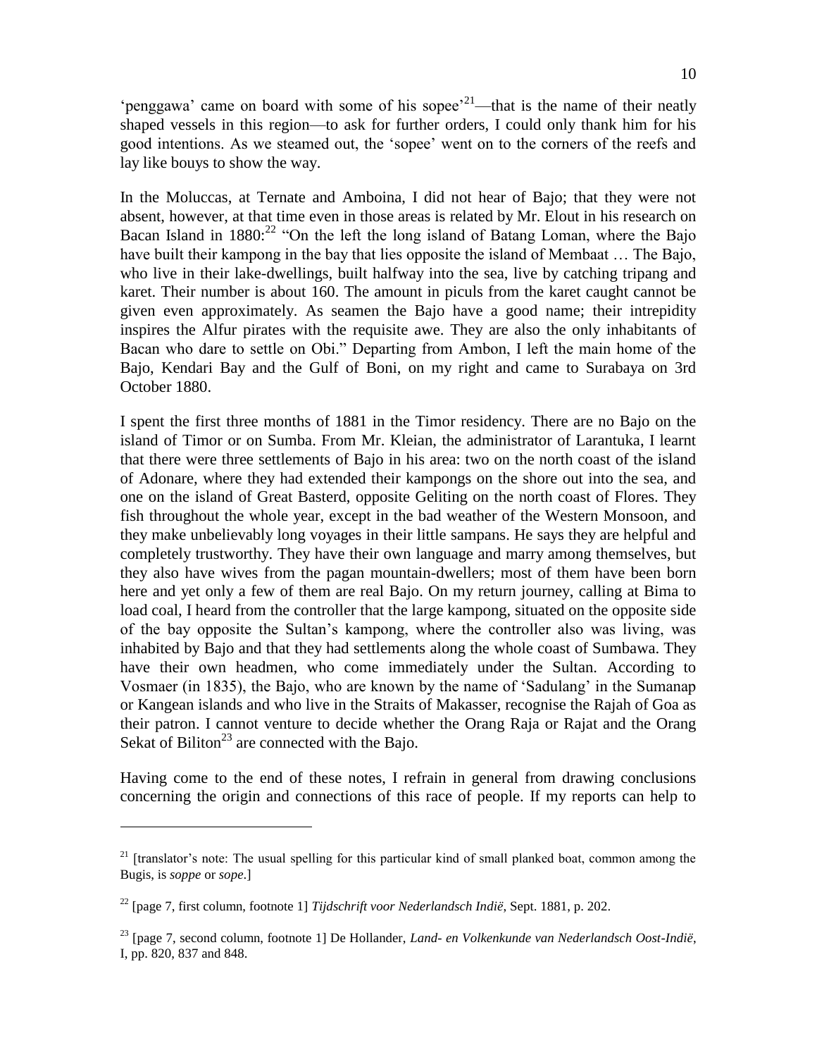'penggawa' came on board with some of his sopee'[21]—that is the name of their neatly shaped vessels in this region—to ask for further orders, I could only thank him for his good intentions. As we steamed out, the 'sopee' went on to the corners of the reefs and lay like bouys to show the way.

In the Moluccas, at Ternate and Amboina, I did not hear of Bajo; that they were not absent, however, at that time even in those areas is related by Mr. Elout in his research on Bacan Island in 1880:[22] "On the left the long island of Batang Loman, where the Bajo have built their kampong in the bay that lies opposite the island of Membaat … The Bajo, who live in their lake-dwellings, built halfway into the sea, live by catching tripang and karet. Their number is about 160. The amount in piculs from the karet caught cannot be given even approximately. As seamen the Bajo have a good name; their intrepidity inspires the Alfur pirates with the requisite awe. They are also the only inhabitants of Bacan who dare to settle on Obi." Departing from Ambon, I left the main home of the Bajo, Kendari Bay and the Gulf of Boni, on my right and came to Surabaya on 3rd October 1880.

I spent the first three months of 1881 in the Timor residency. There are no Bajo on the island of Timor or on Sumba. From Mr. Kleian, the administrator of Larantuka, I learnt that there were three settlements of Bajo in his area: two on the north coast of the island of Adonare, where they had extended their kampongs on the shore out into the sea, and one on the island of Great Basterd, opposite Geliting on the north coast of Flores. They fish throughout the whole year, except in the bad weather of the Western Monsoon, and they make unbelievably long voyages in their little sampans. He says they are helpful and completely trustworthy. They have their own language and marry among themselves, but they also have wives from the pagan mountain-dwellers; most of them have been born here and yet only a few of them are real Bajo. On my return journey, calling at Bima to load coal, I heard from the controller that the large kampong, situated on the opposite side of the bay opposite the Sultan's kampong, where the controller also was living, was inhabited by Bajo and that they had settlements along the whole coast of Sumbawa. They have their own headmen, who come immediately under the Sultan. According to Vosmaer (in 1835), the Bajo, who are known by the name of 'Sadulang' in the Sumanap or Kangean islands and who live in the Straits of Makasser, recognise the Rajah of Goa as their patron. I cannot venture to decide whether the Orang Raja or Rajat and the Orang Sekat of Biliton[23] are connected with the Bajo.

Having come to the end of these notes, I refrain in general from drawing conclusions concerning the origin and connections of this race of people. If my reports can help to

---

[21] [translator's note: The usual spelling for this particular kind of small planked boat, common among the Bugis, is *soppe* or *sope*.]

[22] [page 7, first column, footnote 1] *Tijdschrift voor Nederlandsch Indië*, Sept. 1881, p. 202.

[23] [page 7, second column, footnote 1] De Hollander, *Land- en Volkenkunde van Nederlandsch Oost-Indië*, I, pp. 820, 837 and 848.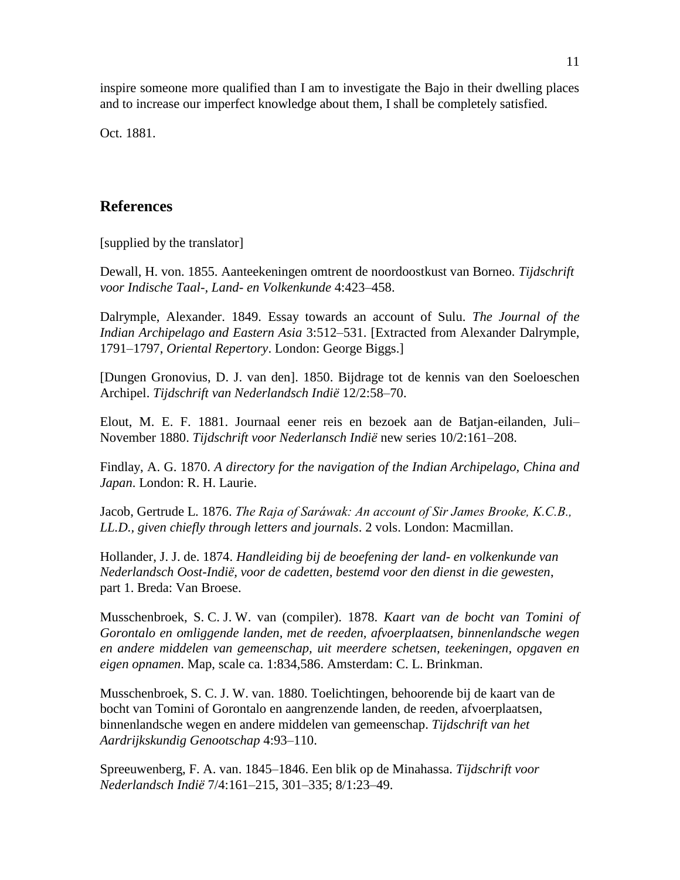inspire someone more qualified than I am to investigate the Bajo in their dwelling places and to increase our imperfect knowledge about them, I shall be completely satisfied.

Oct. 1881.

## References

[supplied by the translator]

Dewall, H. von. 1855. Aanteekeningen omtrent de noordoostkust van Borneo. *Tijdschrift voor Indische Taal-, Land- en Volkenkunde* 4:423–458.

Dalrymple, Alexander. 1849. Essay towards an account of Sulu. *The Journal of the Indian Archipelago and Eastern Asia* 3:512–531. [Extracted from Alexander Dalrymple, 1791–1797, *Oriental Repertory*. London: George Biggs.]

[Dungen Gronovius, D. J. van den]. 1850. Bijdrage tot de kennis van den Soeloeschen Archipel. *Tijdschrift van Nederlandsch Indië* 12/2:58–70.

Elout, M. E. F. 1881. Journaal eener reis en bezoek aan de Batjan-eilanden, Juli–November 1880. *Tijdschrift voor Nederlansch Indië* new series 10/2:161–208.

Findlay, A. G. 1870. *A directory for the navigation of the Indian Archipelago, China and Japan*. London: R. H. Laurie.

Jacob, Gertrude L. 1876. *The Raja of Saráwak: An account of Sir James Brooke, K.C.B., LL.D., given chiefly through letters and journals*. 2 vols. London: Macmillan.

Hollander, J. J. de. 1874. *Handleiding bij de beoefening der land- en volkenkunde van Nederlandsch Oost-Indië, voor de cadetten, bestemd voor den dienst in die gewesten*, part 1. Breda: Van Broese.

Musschenbroek, S. C. J. W. van (compiler). 1878. *Kaart van de bocht van Tomini of Gorontalo en omliggende landen, met de reeden, afvoerplaatsen, binnenlandsche wegen en andere middelen van gemeenschap, uit meerdere schetsen, teekeningen, opgaven en eigen opnamen*. Map, scale ca. 1:834,586. Amsterdam: C. L. Brinkman.

Musschenbroek, S. C. J. W. van. 1880. Toelichtingen, behoorende bij de kaart van de bocht van Tomini of Gorontalo en aangrenzende landen, de reeden, afvoerplaatsen, binnenlandsche wegen en andere middelen van gemeenschap. *Tijdschrift van het Aardrijkskundig Genootschap* 4:93–110.

Spreeuwenberg, F. A. van. 1845–1846. Een blik op de Minahassa. *Tijdschrift voor Nederlandsch Indië* 7/4:161–215, 301–335; 8/1:23–49.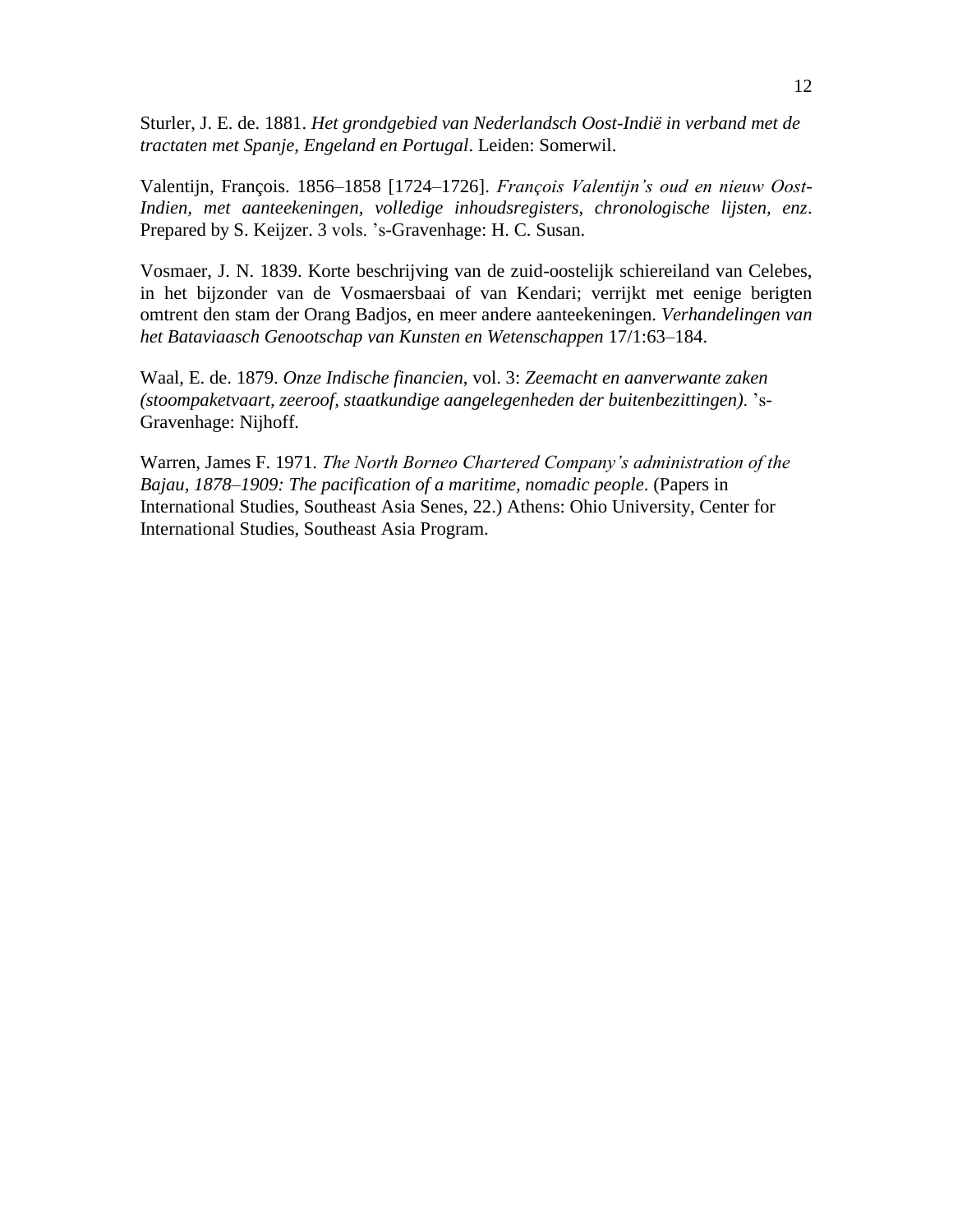Sturler, J. E. de. 1881. *Het grondgebied van Nederlandsch Oost-Indië in verband met de tractaten met Spanje, Engeland en Portugal*. Leiden: Somerwil.

Valentijn, François. 1856–1858 [1724–1726]. *François Valentijn's oud en nieuw Oost-Indien, met aanteekeningen, volledige inhoudsregisters, chronologische lijsten, enz*. Prepared by S. Keijzer. 3 vols. 's-Gravenhage: H. C. Susan.

Vosmaer, J. N. 1839. Korte beschrijving van de zuid-oostelijk schiereiland van Celebes, in het bijzonder van de Vosmaersbaai of van Kendari; verrijkt met eenige berigten omtrent den stam der Orang Badjos, en meer andere aanteekeningen. *Verhandelingen van het Bataviaasch Genootschap van Kunsten en Wetenschappen* 17/1:63–184.

Waal, E. de. 1879. *Onze Indische financien*, vol. 3: *Zeemacht en aanverwante zaken (stoompaketvaart, zeeroof, staatkundige aangelegenheden der buitenbezittingen)*. 's-Gravenhage: Nijhoff.

Warren, James F. 1971. *The North Borneo Chartered Company's administration of the Bajau, 1878–1909: The pacification of a maritime, nomadic people*. (Papers in International Studies, Southeast Asia Senes, 22.) Athens: Ohio University, Center for International Studies, Southeast Asia Program.